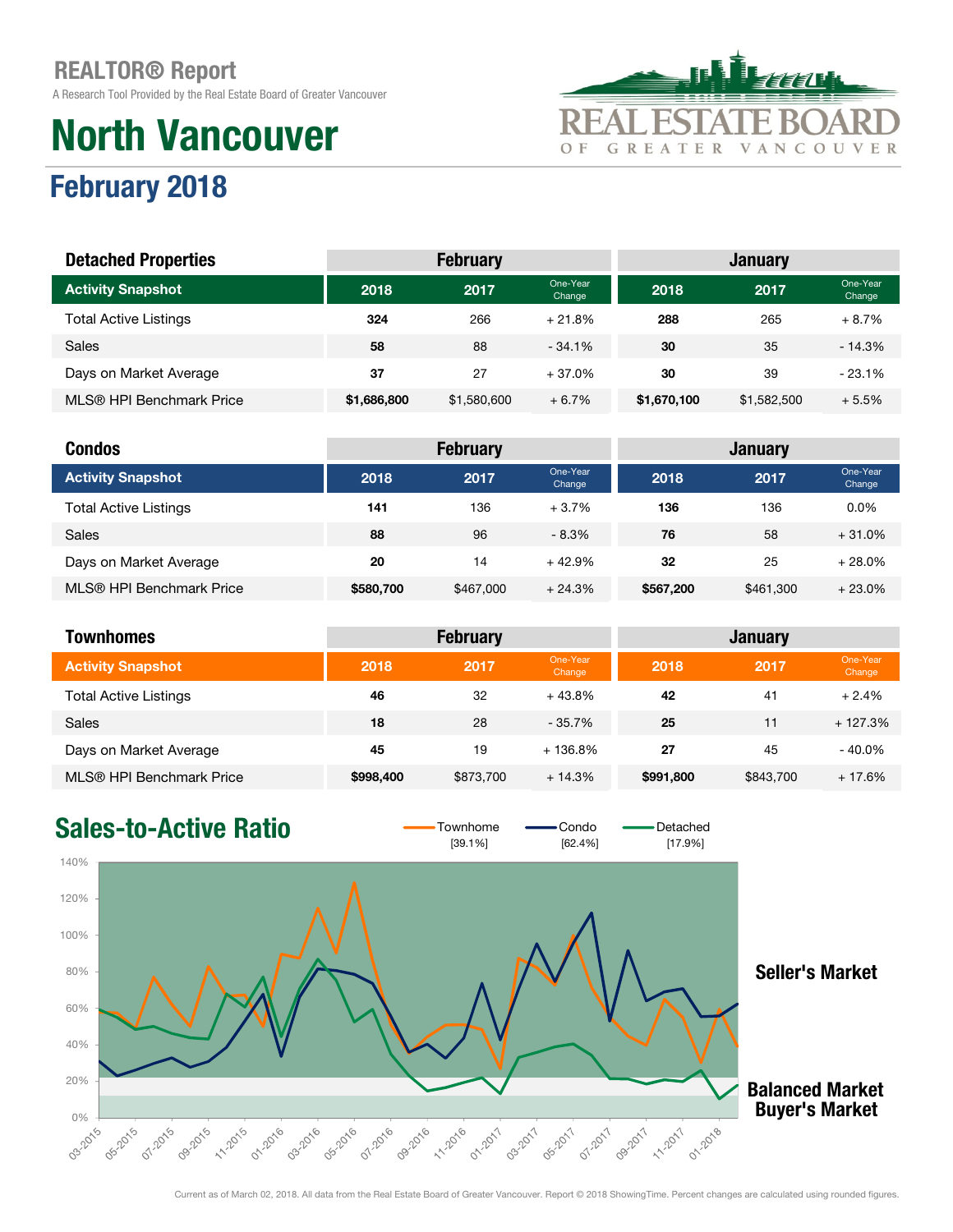# REALTOR® Report

A Research Tool Provided by the Real Estate Board of Greater Vancouver

# North Vancouver

## February 2018

### Detached Properties

| Activity Snapshot | February 2018 | February 2017 | One-Year Change | January 2018 | January 2017 | One-Year Change |
|---|---|---|---|---|---|---|
| Total Active Listings | **324** | 266 | + 21.8% | **288** | 265 | + 8.7% |
| Sales | **58** | 88 | - 34.1% | **30** | 35 | - 14.3% |
| Days on Market Average | **37** | 27 | + 37.0% | **30** | 39 | - 23.1% |
| MLS® HPI Benchmark Price | **$1,686,800** | $1,580,600 | + 6.7% | **$1,670,100** | $1,582,500 | + 5.5% |

### Condos

| Activity Snapshot | February 2018 | February 2017 | One-Year Change | January 2018 | January 2017 | One-Year Change |
|---|---|---|---|---|---|---|
| Total Active Listings | **141** | 136 | + 3.7% | **136** | 136 | 0.0% |
| Sales | **88** | 96 | - 8.3% | **76** | 58 | + 31.0% |
| Days on Market Average | **20** | 14 | + 42.9% | **32** | 25 | + 28.0% |
| MLS® HPI Benchmark Price | **$580,700** | $467,000 | + 24.3% | **$567,200** | $461,300 | + 23.0% |

### Townhomes

| Activity Snapshot | February 2018 | February 2017 | One-Year Change | January 2018 | January 2017 | One-Year Change |
|---|---|---|---|---|---|---|
| Total Active Listings | **46** | 32 | + 43.8% | **42** | 41 | + 2.4% |
| Sales | **18** | 28 | - 35.7% | **25** | 11 | + 127.3% |
| Days on Market Average | **45** | 19 | + 136.8% | **27** | 45 | - 40.0% |
| MLS® HPI Benchmark Price | **$998,400** | $873,700 | + 14.3% | **$991,800** | $843,700 | + 17.6% |

## Sales-to-Active Ratio

Townhome [39.1%] Condo [62.4%] Detached [17.9%]

Seller's Market

Balanced Market

Buyer's Market

Current as of March 02, 2018. All data from the Real Estate Board of Greater Vancouver. Report © 2018 ShowingTime. Percent changes are calculated using rounded figures.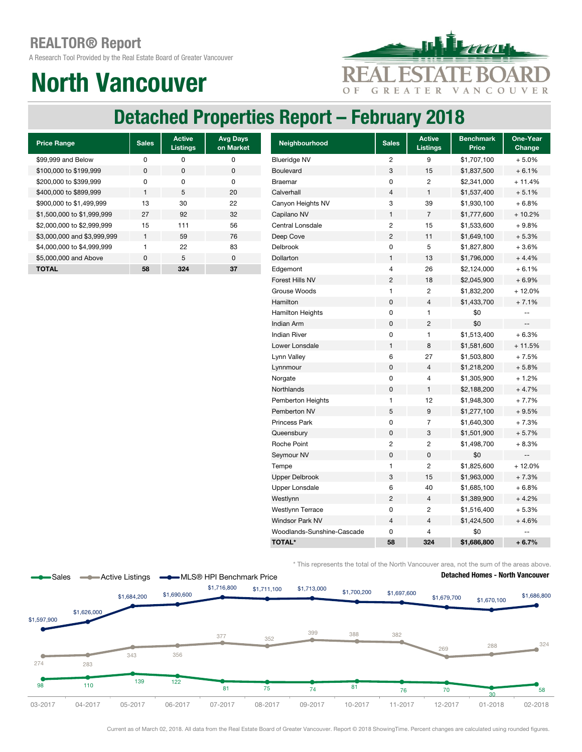## REALTOR® Report

A Research Tool Provided by the Real Estate Board of Greater Vancouver

# North Vancouver

## Detached Properties Report – February 2018

| Price Range | Sales | Active Listings | Avg Days on Market |
|---|---|---|---|
| $99,999 and Below | 0 | 0 | 0 |
| $100,000 to $199,999 | 0 | 0 | 0 |
| $200,000 to $399,999 | 0 | 0 | 0 |
| $400,000 to $899,999 | 1 | 5 | 20 |
| $900,000 to $1,499,999 | 13 | 30 | 22 |
| $1,500,000 to $1,999,999 | 27 | 92 | 32 |
| $2,000,000 to $2,999,999 | 15 | 111 | 56 |
| $3,000,000 and $3,999,999 | 1 | 59 | 76 |
| $4,000,000 to $4,999,999 | 1 | 22 | 83 |
| $5,000,000 and Above | 0 | 5 | 0 |
| **TOTAL** | **58** | **324** | **37** |

| Neighbourhood | Sales | Active Listings | Benchmark Price | One-Year Change |
|---|---|---|---|---|
| Blueridge NV | 2 | 9 | $1,707,100 | + 5.0% |
| Boulevard | 3 | 15 | $1,837,500 | + 6.1% |
| Braemar | 0 | 2 | $2,341,000 | + 11.4% |
| Calverhall | 4 | 1 | $1,537,400 | + 5.1% |
| Canyon Heights NV | 3 | 39 | $1,930,100 | + 6.8% |
| Capilano NV | 1 | 7 | $1,777,600 | + 10.2% |
| Central Lonsdale | 2 | 15 | $1,533,600 | + 9.8% |
| Deep Cove | 2 | 11 | $1,649,100 | + 5.3% |
| Delbrook | 0 | 5 | $1,827,800 | + 3.6% |
| Dollarton | 1 | 13 | $1,796,000 | + 4.4% |
| Edgemont | 4 | 26 | $2,124,000 | + 6.1% |
| Forest Hills NV | 2 | 18 | $2,045,900 | + 6.9% |
| Grouse Woods | 1 | 2 | $1,832,200 | + 12.0% |
| Hamilton | 0 | 4 | $1,433,700 | + 7.1% |
| Hamilton Heights | 0 | 1 | $0 | -- |
| Indian Arm | 0 | 2 | $0 | -- |
| Indian River | 0 | 1 | $1,513,400 | + 6.3% |
| Lower Lonsdale | 1 | 8 | $1,581,600 | + 11.5% |
| Lynn Valley | 6 | 27 | $1,503,800 | + 7.5% |
| Lynnmour | 0 | 4 | $1,218,200 | + 5.8% |
| Norgate | 0 | 4 | $1,305,900 | + 1.2% |
| Northlands | 0 | 1 | $2,188,200 | + 4.7% |
| Pemberton Heights | 1 | 12 | $1,948,300 | + 7.7% |
| Pemberton NV | 5 | 9 | $1,277,100 | + 9.5% |
| Princess Park | 0 | 7 | $1,640,300 | + 7.3% |
| Queensbury | 0 | 3 | $1,501,900 | + 5.7% |
| Roche Point | 2 | 2 | $1,498,700 | + 8.3% |
| Seymour NV | 0 | 0 | $0 | -- |
| Tempe | 1 | 2 | $1,825,600 | + 12.0% |
| Upper Delbrook | 3 | 15 | $1,963,000 | + 7.3% |
| Upper Lonsdale | 6 | 40 | $1,685,100 | + 6.8% |
| Westlynn | 2 | 4 | $1,389,900 | + 4.2% |
| Westlynn Terrace | 0 | 2 | $1,516,400 | + 5.3% |
| Windsor Park NV | 4 | 4 | $1,424,500 | + 4.6% |
| Woodlands-Sunshine-Cascade | 0 | 4 | $0 | -- |
| **TOTAL*** | **58** | **324** | **$1,686,800** | **+ 6.7%** |

\* This represents the total of the North Vancouver area, not the sum of the areas above.

**Detached Homes - North Vancouver**

| Month | Sales | Active Listings | MLS® HPI Benchmark Price |
|---|---|---|---|
| 03-2017 | 98 | 274 | $1,597,900 |
| 04-2017 | 110 | 283 | $1,626,000 |
| 05-2017 | 139 | 343 | $1,684,200 |
| 06-2017 | 122 | 356 | $1,690,600 |
| 07-2017 | 81 | 377 | $1,716,800 |
| 08-2017 | 75 | 352 | $1,711,100 |
| 09-2017 | 74 | 399 | $1,713,000 |
| 10-2017 | 81 | 388 | $1,700,200 |
| 11-2017 | 76 | 382 | $1,697,600 |
| 12-2017 | 70 | 269 | $1,679,700 |
| 01-2018 | 30 | 288 | $1,670,100 |
| 02-2018 | 58 | 324 | $1,686,800 |

Current as of March 02, 2018. All data from the Real Estate Board of Greater Vancouver. Report © 2018 ShowingTime. Percent changes are calculated using rounded figures.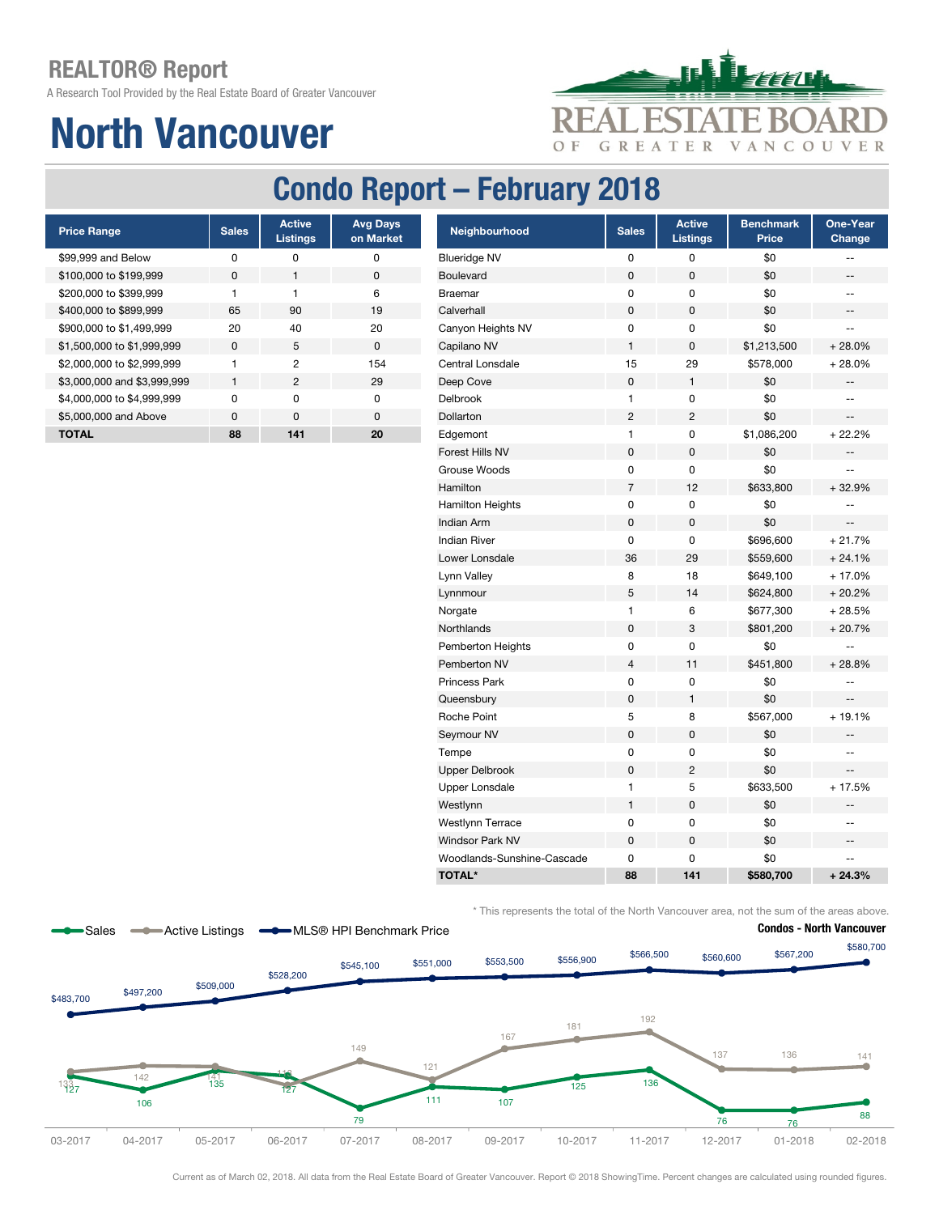# REALTOR® Report

A Research Tool Provided by the Real Estate Board of Greater Vancouver

# North Vancouver

## Condo Report – February 2018

| Price Range | Sales | Active Listings | Avg Days on Market |
|---|---|---|---|
| $99,999 and Below | 0 | 0 | 0 |
| $100,000 to $199,999 | 0 | 1 | 0 |
| $200,000 to $399,999 | 1 | 1 | 6 |
| $400,000 to $899,999 | 65 | 90 | 19 |
| $900,000 to $1,499,999 | 20 | 40 | 20 |
| $1,500,000 to $1,999,999 | 0 | 5 | 0 |
| $2,000,000 to $2,999,999 | 1 | 2 | 154 |
| $3,000,000 and $3,999,999 | 1 | 2 | 29 |
| $4,000,000 to $4,999,999 | 0 | 0 | 0 |
| $5,000,000 and Above | 0 | 0 | 0 |
| **TOTAL** | **88** | **141** | **20** |

| Neighbourhood | Sales | Active Listings | Benchmark Price | One-Year Change |
|---|---|---|---|---|
| Blueridge NV | 0 | 0 | $0 | -- |
| Boulevard | 0 | 0 | $0 | -- |
| Braemar | 0 | 0 | $0 | -- |
| Calverhall | 0 | 0 | $0 | -- |
| Canyon Heights NV | 0 | 0 | $0 | -- |
| Capilano NV | 1 | 0 | $1,213,500 | + 28.0% |
| Central Lonsdale | 15 | 29 | $578,000 | + 28.0% |
| Deep Cove | 0 | 1 | $0 | -- |
| Delbrook | 1 | 0 | $0 | -- |
| Dollarton | 2 | 2 | $0 | -- |
| Edgemont | 1 | 0 | $1,086,200 | + 22.2% |
| Forest Hills NV | 0 | 0 | $0 | -- |
| Grouse Woods | 0 | 0 | $0 | -- |
| Hamilton | 7 | 12 | $633,800 | + 32.9% |
| Hamilton Heights | 0 | 0 | $0 | -- |
| Indian Arm | 0 | 0 | $0 | -- |
| Indian River | 0 | 0 | $696,600 | + 21.7% |
| Lower Lonsdale | 36 | 29 | $559,600 | + 24.1% |
| Lynn Valley | 8 | 18 | $649,100 | + 17.0% |
| Lynnmour | 5 | 14 | $624,800 | + 20.2% |
| Norgate | 1 | 6 | $677,300 | + 28.5% |
| Northlands | 0 | 3 | $801,200 | + 20.7% |
| Pemberton Heights | 0 | 0 | $0 | -- |
| Pemberton NV | 4 | 11 | $451,800 | + 28.8% |
| Princess Park | 0 | 0 | $0 | -- |
| Queensbury | 0 | 1 | $0 | -- |
| Roche Point | 5 | 8 | $567,000 | + 19.1% |
| Seymour NV | 0 | 0 | $0 | -- |
| Tempe | 0 | 0 | $0 | -- |
| Upper Delbrook | 0 | 2 | $0 | -- |
| Upper Lonsdale | 1 | 5 | $633,500 | + 17.5% |
| Westlynn | 1 | 0 | $0 | -- |
| Westlynn Terrace | 0 | 0 | $0 | -- |
| Windsor Park NV | 0 | 0 | $0 | -- |
| Woodlands-Sunshine-Cascade | 0 | 0 | $0 | -- |
| **TOTAL*** | **88** | **141** | **$580,700** | **+ 24.3%** |

\* This represents the total of the North Vancouver area, not the sum of the areas above.

**Condos - North Vancouver**

| Month | Sales | Active Listings | MLS® HPI Benchmark Price |
|---|---|---|---|
| 03-2017 | 127 | 133 | $483,700 |
| 04-2017 | 106 | 142 | $497,200 |
| 05-2017 | 135 | 141 | $509,000 |
| 06-2017 | 127 | 118 | $528,200 |
| 07-2017 | 79 | 149 | $545,100 |
| 08-2017 | 111 | 121 | $551,000 |
| 09-2017 | 107 | 167 | $553,500 |
| 10-2017 | 125 | 181 | $556,900 |
| 11-2017 | 136 | 192 | $566,500 |
| 12-2017 | 76 | 137 | $560,600 |
| 01-2018 | 76 | 136 | $567,200 |
| 02-2018 | 88 | 141 | $580,700 |

Current as of March 02, 2018. All data from the Real Estate Board of Greater Vancouver. Report © 2018 ShowingTime. Percent changes are calculated using rounded figures.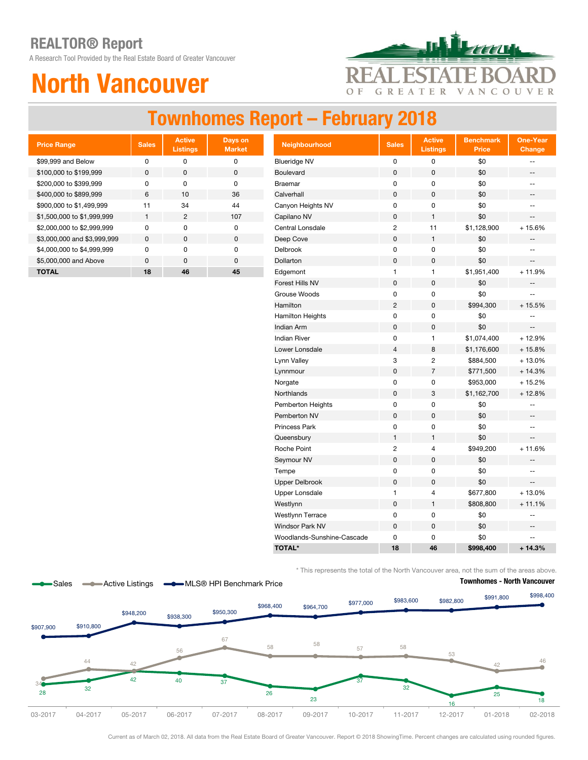# REALTOR® Report

A Research Tool Provided by the Real Estate Board of Greater Vancouver

# North Vancouver

REAL ESTATE BOARD OF GREATER VANCOUVER

## Townhomes Report – February 2018

| Price Range | Sales | Active Listings | Days on Market |
|---|---|---|---|
| $99,999 and Below | 0 | 0 | 0 |
| $100,000 to $199,999 | 0 | 0 | 0 |
| $200,000 to $399,999 | 0 | 0 | 0 |
| $400,000 to $899,999 | 6 | 10 | 36 |
| $900,000 to $1,499,999 | 11 | 34 | 44 |
| $1,500,000 to $1,999,999 | 1 | 2 | 107 |
| $2,000,000 to $2,999,999 | 0 | 0 | 0 |
| $3,000,000 and $3,999,999 | 0 | 0 | 0 |
| $4,000,000 to $4,999,999 | 0 | 0 | 0 |
| $5,000,000 and Above | 0 | 0 | 0 |
| **TOTAL** | **18** | **46** | **45** |

| Neighbourhood | Sales | Active Listings | Benchmark Price | One-Year Change |
|---|---|---|---|---|
| Blueridge NV | 0 | 0 | $0 | -- |
| Boulevard | 0 | 0 | $0 | -- |
| Braemar | 0 | 0 | $0 | -- |
| Calverhall | 0 | 0 | $0 | -- |
| Canyon Heights NV | 0 | 0 | $0 | -- |
| Capilano NV | 0 | 1 | $0 | -- |
| Central Lonsdale | 2 | 11 | $1,128,900 | + 15.6% |
| Deep Cove | 0 | 1 | $0 | -- |
| Delbrook | 0 | 0 | $0 | -- |
| Dollarton | 0 | 0 | $0 | -- |
| Edgemont | 1 | 1 | $1,951,400 | + 11.9% |
| Forest Hills NV | 0 | 0 | $0 | -- |
| Grouse Woods | 0 | 0 | $0 | -- |
| Hamilton | 2 | 0 | $994,300 | + 15.5% |
| Hamilton Heights | 0 | 0 | $0 | -- |
| Indian Arm | 0 | 0 | $0 | -- |
| Indian River | 0 | 1 | $1,074,400 | + 12.9% |
| Lower Lonsdale | 4 | 8 | $1,176,600 | + 15.8% |
| Lynn Valley | 3 | 2 | $884,500 | + 13.0% |
| Lynnmour | 0 | 7 | $771,500 | + 14.3% |
| Norgate | 0 | 0 | $953,000 | + 15.2% |
| Northlands | 0 | 3 | $1,162,700 | + 12.8% |
| Pemberton Heights | 0 | 0 | $0 | -- |
| Pemberton NV | 0 | 0 | $0 | -- |
| Princess Park | 0 | 0 | $0 | -- |
| Queensbury | 1 | 1 | $0 | -- |
| Roche Point | 2 | 4 | $949,200 | + 11.6% |
| Seymour NV | 0 | 0 | $0 | -- |
| Tempe | 0 | 0 | $0 | -- |
| Upper Delbrook | 0 | 0 | $0 | -- |
| Upper Lonsdale | 1 | 4 | $677,800 | + 13.0% |
| Westlynn | 0 | 1 | $808,800 | + 11.1% |
| Westlynn Terrace | 0 | 0 | $0 | -- |
| Windsor Park NV | 0 | 0 | $0 | -- |
| Woodlands-Sunshine-Cascade | 0 | 0 | $0 | -- |
| **TOTAL*** | **18** | **46** | **$998,400** | **+ 14.3%** |

* This represents the total of the North Vancouver area, not the sum of the areas above.

**Townhomes - North Vancouver**

| Month | Sales | Active Listings | MLS® HPI Benchmark Price |
|---|---|---|---|
| 03-2017 | 28 | 34 | $907,900 |
| 04-2017 | 32 | 44 | $910,800 |
| 05-2017 | 42 | 42 | $948,200 |
| 06-2017 | 40 | 56 | $938,300 |
| 07-2017 | 37 | 67 | $950,300 |
| 08-2017 | 26 | 58 | $968,400 |
| 09-2017 | 23 | 58 | $964,700 |
| 10-2017 | 37 | 57 | $977,000 |
| 11-2017 | 32 | 58 | $983,600 |
| 12-2017 | 16 | 53 | $982,800 |
| 01-2018 | 25 | 42 | $991,800 |
| 02-2018 | 18 | 46 | $998,400 |

Current as of March 02, 2018. All data from the Real Estate Board of Greater Vancouver. Report © 2018 ShowingTime. Percent changes are calculated using rounded figures.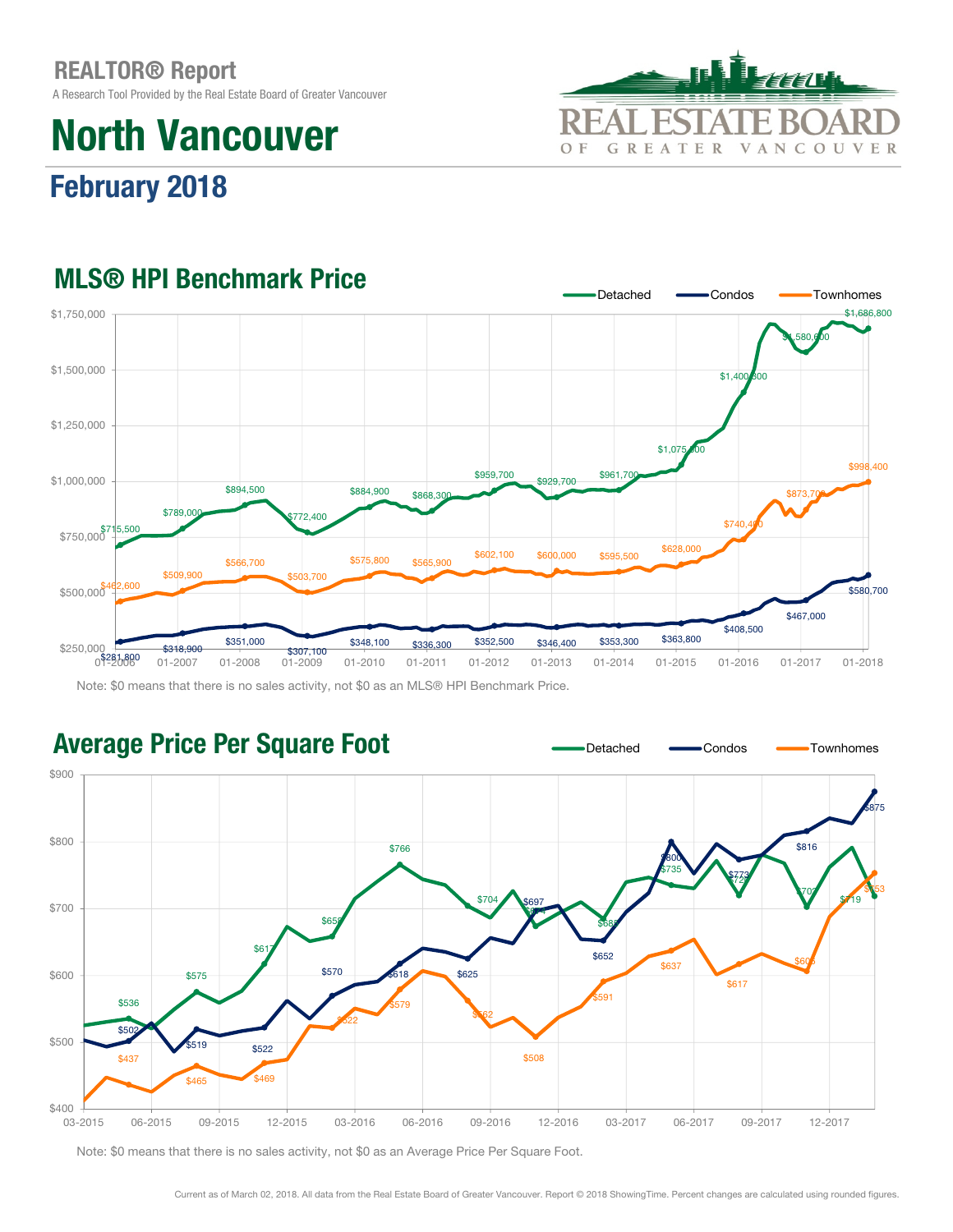REALTOR® Report

A Research Tool Provided by the Real Estate Board of Greater Vancouver

# North Vancouver

## February 2018

REAL ESTATE BOARD OF GREATER VANCOUVER

## MLS® HPI Benchmark Price

Detached | Condos | Townhomes

$1,750,000
$1,500,000
$1,250,000
$1,000,000
$750,000
$500,000
$250,000

01-2006 01-2007 01-2008 01-2009 01-2010 01-2011 01-2012 01-2013 01-2014 01-2015 01-2016 01-2017 01-2018

Detached: $715,500, $789,000, $894,500, $772,400, $884,900, $868,300, $959,700, $929,700, $961,700, $1,075,900, $1,400,300, $1,580,600, $1,686,800

Townhomes: $462,600, $509,900, $566,700, $503,700, $575,800, $565,900, $602,100, $600,000, $595,500, $628,000, $740,400, $873,700, $998,400

Condos: $281,800, $318,900, $351,000, $307,100, $348,100, $336,300, $352,500, $346,400, $353,300, $363,800, $408,500, $467,000, $580,700

Note: $0 means that there is no sales activity, not $0 as an MLS® HPI Benchmark Price.

## Average Price Per Square Foot

Detached | Condos | Townhomes

$900
$800
$700
$600
$500
$400

03-2015 06-2015 09-2015 12-2015 03-2016 06-2016 09-2016 12-2016 03-2017 06-2017 09-2017 12-2017

Detached: $536, $575, $617, $658, $766, $704, $684, $685, $735, $728, $702, $719

Condos: $502, $519, $522, $570, $618, $625, $697, $652, $800, $773, $816, $875

Townhomes: $437, $465, $469, $522, $579, $562, $508, $591, $637, $617, $606, $753

Note: $0 means that there is no sales activity, not $0 as an Average Price Per Square Foot.

Current as of March 02, 2018. All data from the Real Estate Board of Greater Vancouver. Report © 2018 ShowingTime. Percent changes are calculated using rounded figures.